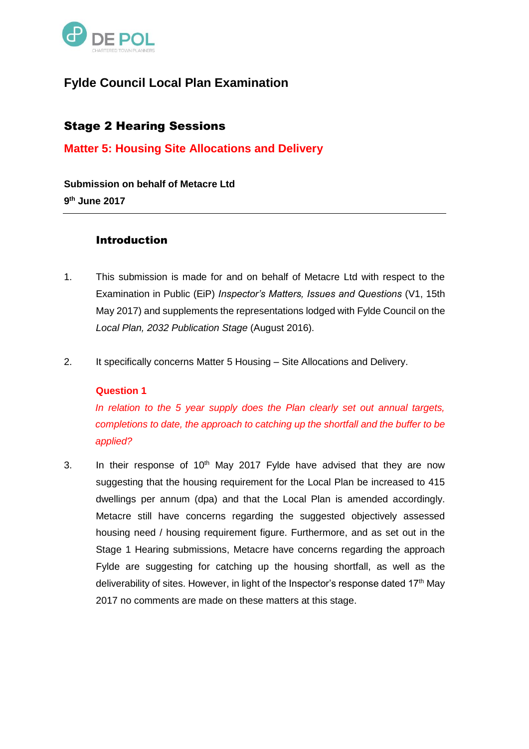DE POL
CHARTERED TOWN PLANNERS

# Fylde Council Local Plan Examination

## Stage 2 Hearing Sessions

## Matter 5: Housing Site Allocations and Delivery

**Submission on behalf of Metacre Ltd**

**9th June 2017**

---

### Introduction

1. This submission is made for and on behalf of Metacre Ltd with respect to the Examination in Public (EiP) *Inspector's Matters, Issues and Questions* (V1, 15th May 2017) and supplements the representations lodged with Fylde Council on the *Local Plan, 2032 Publication Stage* (August 2016).

2. It specifically concerns Matter 5 Housing – Site Allocations and Delivery.

**Question 1**

*In relation to the 5 year supply does the Plan clearly set out annual targets, completions to date, the approach to catching up the shortfall and the buffer to be applied?*

3. In their response of 10th May 2017 Fylde have advised that they are now suggesting that the housing requirement for the Local Plan be increased to 415 dwellings per annum (dpa) and that the Local Plan is amended accordingly. Metacre still have concerns regarding the suggested objectively assessed housing need / housing requirement figure. Furthermore, and as set out in the Stage 1 Hearing submissions, Metacre have concerns regarding the approach Fylde are suggesting for catching up the housing shortfall, as well as the deliverability of sites. However, in light of the Inspector's response dated 17th May 2017 no comments are made on these matters at this stage.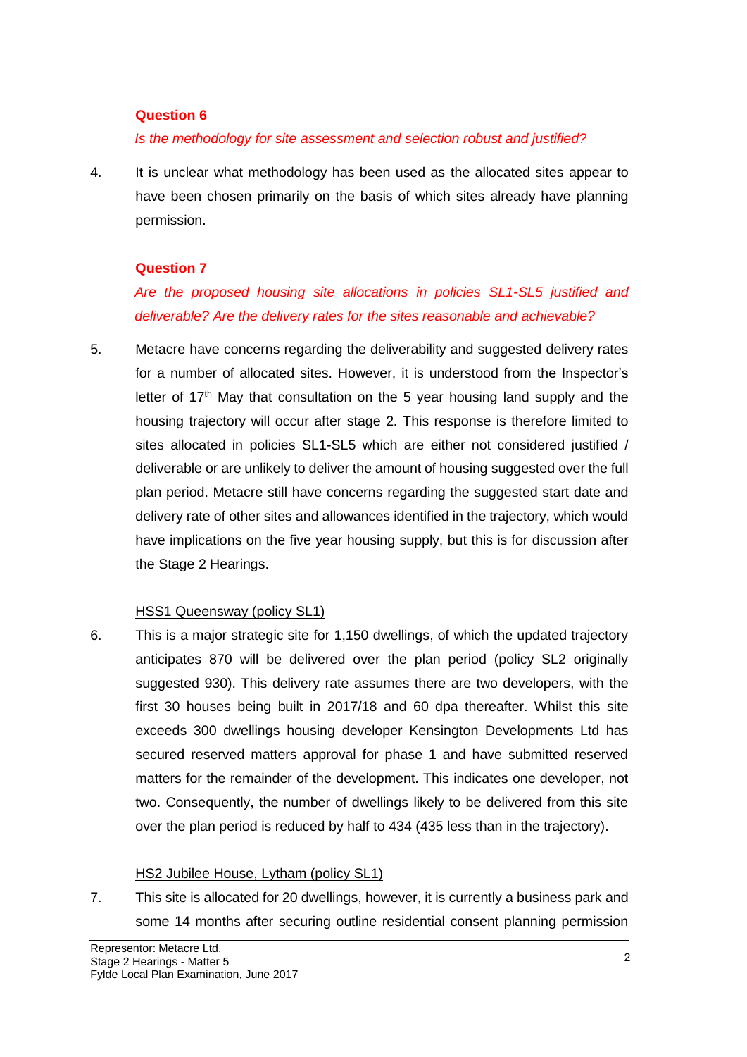**Question 6**

*Is the methodology for site assessment and selection robust and justified?*

4. It is unclear what methodology has been used as the allocated sites appear to have been chosen primarily on the basis of which sites already have planning permission.

**Question 7**

*Are the proposed housing site allocations in policies SL1-SL5 justified and deliverable? Are the delivery rates for the sites reasonable and achievable?*

5. Metacre have concerns regarding the deliverability and suggested delivery rates for a number of allocated sites. However, it is understood from the Inspector's letter of 17th May that consultation on the 5 year housing land supply and the housing trajectory will occur after stage 2. This response is therefore limited to sites allocated in policies SL1-SL5 which are either not considered justified / deliverable or are unlikely to deliver the amount of housing suggested over the full plan period. Metacre still have concerns regarding the suggested start date and delivery rate of other sites and allowances identified in the trajectory, which would have implications on the five year housing supply, but this is for discussion after the Stage 2 Hearings.

<u>HSS1 Queensway (policy SL1)</u>

6. This is a major strategic site for 1,150 dwellings, of which the updated trajectory anticipates 870 will be delivered over the plan period (policy SL2 originally suggested 930). This delivery rate assumes there are two developers, with the first 30 houses being built in 2017/18 and 60 dpa thereafter. Whilst this site exceeds 300 dwellings housing developer Kensington Developments Ltd has secured reserved matters approval for phase 1 and have submitted reserved matters for the remainder of the development. This indicates one developer, not two. Consequently, the number of dwellings likely to be delivered from this site over the plan period is reduced by half to 434 (435 less than in the trajectory).

<u>HS2 Jubilee House, Lytham (policy SL1)</u>

7. This site is allocated for 20 dwellings, however, it is currently a business park and some 14 months after securing outline residential consent planning permission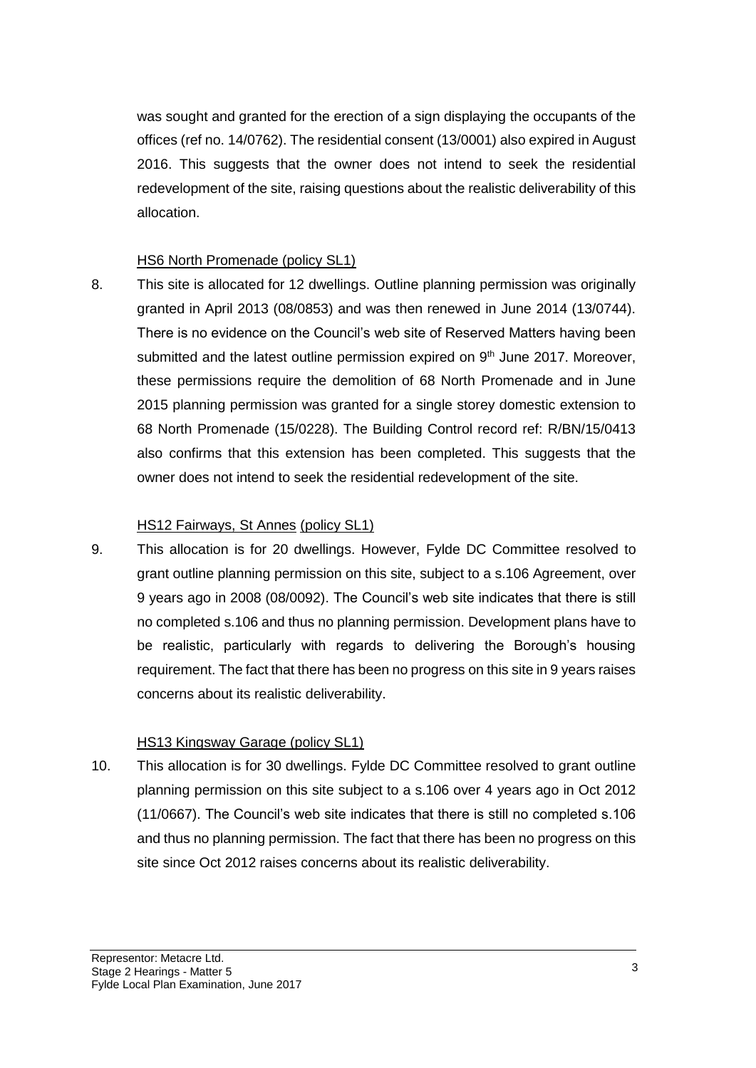was sought and granted for the erection of a sign displaying the occupants of the offices (ref no. 14/0762). The residential consent (13/0001) also expired in August 2016. This suggests that the owner does not intend to seek the residential redevelopment of the site, raising questions about the realistic deliverability of this allocation.

<u>HS6 North Promenade (policy SL1)</u>

8. This site is allocated for 12 dwellings. Outline planning permission was originally granted in April 2013 (08/0853) and was then renewed in June 2014 (13/0744). There is no evidence on the Council's web site of Reserved Matters having been submitted and the latest outline permission expired on 9th June 2017. Moreover, these permissions require the demolition of 68 North Promenade and in June 2015 planning permission was granted for a single storey domestic extension to 68 North Promenade (15/0228). The Building Control record ref: R/BN/15/0413 also confirms that this extension has been completed. This suggests that the owner does not intend to seek the residential redevelopment of the site.

<u>HS12 Fairways, St Annes (policy SL1)</u>

9. This allocation is for 20 dwellings. However, Fylde DC Committee resolved to grant outline planning permission on this site, subject to a s.106 Agreement, over 9 years ago in 2008 (08/0092). The Council's web site indicates that there is still no completed s.106 and thus no planning permission. Development plans have to be realistic, particularly with regards to delivering the Borough's housing requirement. The fact that there has been no progress on this site in 9 years raises concerns about its realistic deliverability.

<u>HS13 Kingsway Garage (policy SL1)</u>

10. This allocation is for 30 dwellings. Fylde DC Committee resolved to grant outline planning permission on this site subject to a s.106 over 4 years ago in Oct 2012 (11/0667). The Council's web site indicates that there is still no completed s.106 and thus no planning permission. The fact that there has been no progress on this site since Oct 2012 raises concerns about its realistic deliverability.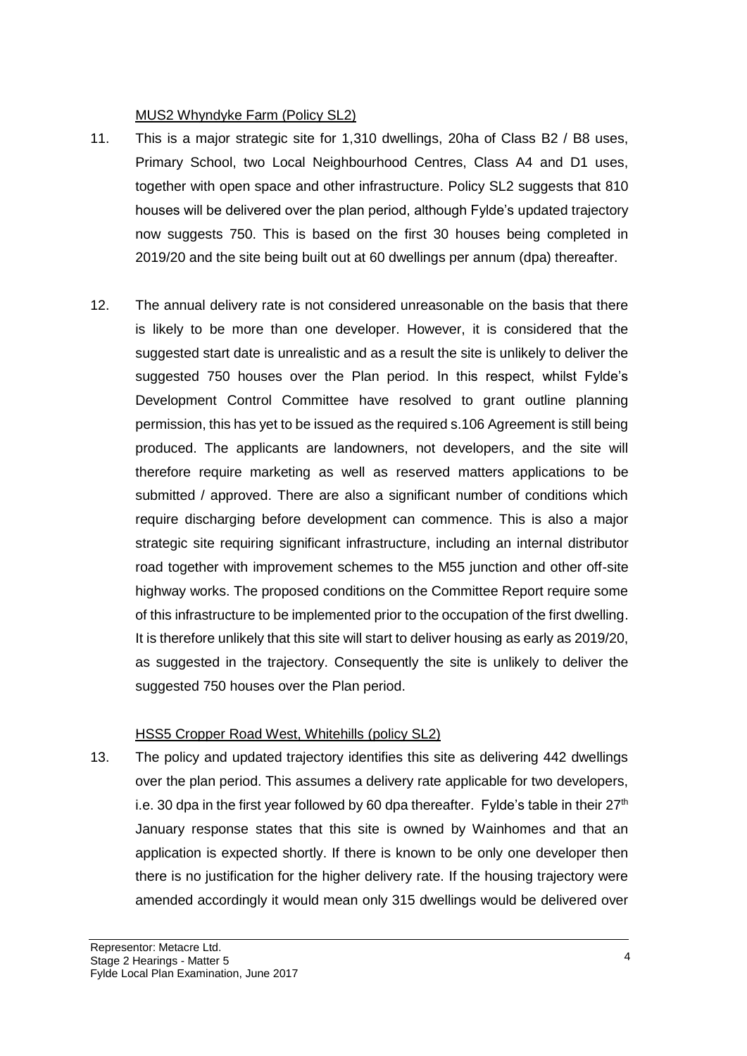MUS2 Whyndyke Farm (Policy SL2)

11. This is a major strategic site for 1,310 dwellings, 20ha of Class B2 / B8 uses, Primary School, two Local Neighbourhood Centres, Class A4 and D1 uses, together with open space and other infrastructure. Policy SL2 suggests that 810 houses will be delivered over the plan period, although Fylde's updated trajectory now suggests 750. This is based on the first 30 houses being completed in 2019/20 and the site being built out at 60 dwellings per annum (dpa) thereafter.

12. The annual delivery rate is not considered unreasonable on the basis that there is likely to be more than one developer. However, it is considered that the suggested start date is unrealistic and as a result the site is unlikely to deliver the suggested 750 houses over the Plan period. In this respect, whilst Fylde's Development Control Committee have resolved to grant outline planning permission, this has yet to be issued as the required s.106 Agreement is still being produced. The applicants are landowners, not developers, and the site will therefore require marketing as well as reserved matters applications to be submitted / approved. There are also a significant number of conditions which require discharging before development can commence. This is also a major strategic site requiring significant infrastructure, including an internal distributor road together with improvement schemes to the M55 junction and other off-site highway works. The proposed conditions on the Committee Report require some of this infrastructure to be implemented prior to the occupation of the first dwelling. It is therefore unlikely that this site will start to deliver housing as early as 2019/20, as suggested in the trajectory. Consequently the site is unlikely to deliver the suggested 750 houses over the Plan period.

HSS5 Cropper Road West, Whitehills (policy SL2)

13. The policy and updated trajectory identifies this site as delivering 442 dwellings over the plan period. This assumes a delivery rate applicable for two developers, i.e. 30 dpa in the first year followed by 60 dpa thereafter. Fylde's table in their 27th January response states that this site is owned by Wainhomes and that an application is expected shortly. If there is known to be only one developer then there is no justification for the higher delivery rate. If the housing trajectory were amended accordingly it would mean only 315 dwellings would be delivered over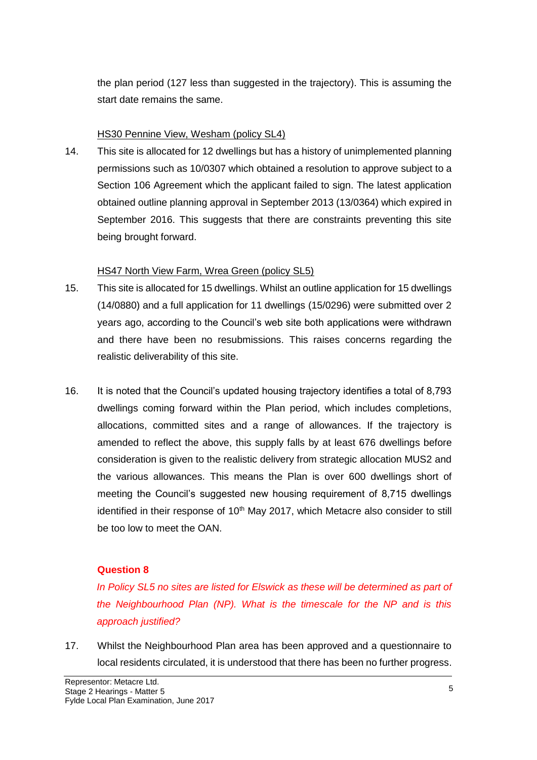the plan period (127 less than suggested in the trajectory). This is assuming the start date remains the same.

HS30 Pennine View, Wesham (policy SL4)

14. This site is allocated for 12 dwellings but has a history of unimplemented planning permissions such as 10/0307 which obtained a resolution to approve subject to a Section 106 Agreement which the applicant failed to sign. The latest application obtained outline planning approval in September 2013 (13/0364) which expired in September 2016. This suggests that there are constraints preventing this site being brought forward.

HS47 North View Farm, Wrea Green (policy SL5)

15. This site is allocated for 15 dwellings. Whilst an outline application for 15 dwellings (14/0880) and a full application for 11 dwellings (15/0296) were submitted over 2 years ago, according to the Council's web site both applications were withdrawn and there have been no resubmissions. This raises concerns regarding the realistic deliverability of this site.

16. It is noted that the Council's updated housing trajectory identifies a total of 8,793 dwellings coming forward within the Plan period, which includes completions, allocations, committed sites and a range of allowances. If the trajectory is amended to reflect the above, this supply falls by at least 676 dwellings before consideration is given to the realistic delivery from strategic allocation MUS2 and the various allowances. This means the Plan is over 600 dwellings short of meeting the Council's suggested new housing requirement of 8,715 dwellings identified in their response of 10th May 2017, which Metacre also consider to still be too low to meet the OAN.

**Question 8**

*In Policy SL5 no sites are listed for Elswick as these will be determined as part of the Neighbourhood Plan (NP). What is the timescale for the NP and is this approach justified?*

17. Whilst the Neighbourhood Plan area has been approved and a questionnaire to local residents circulated, it is understood that there has been no further progress.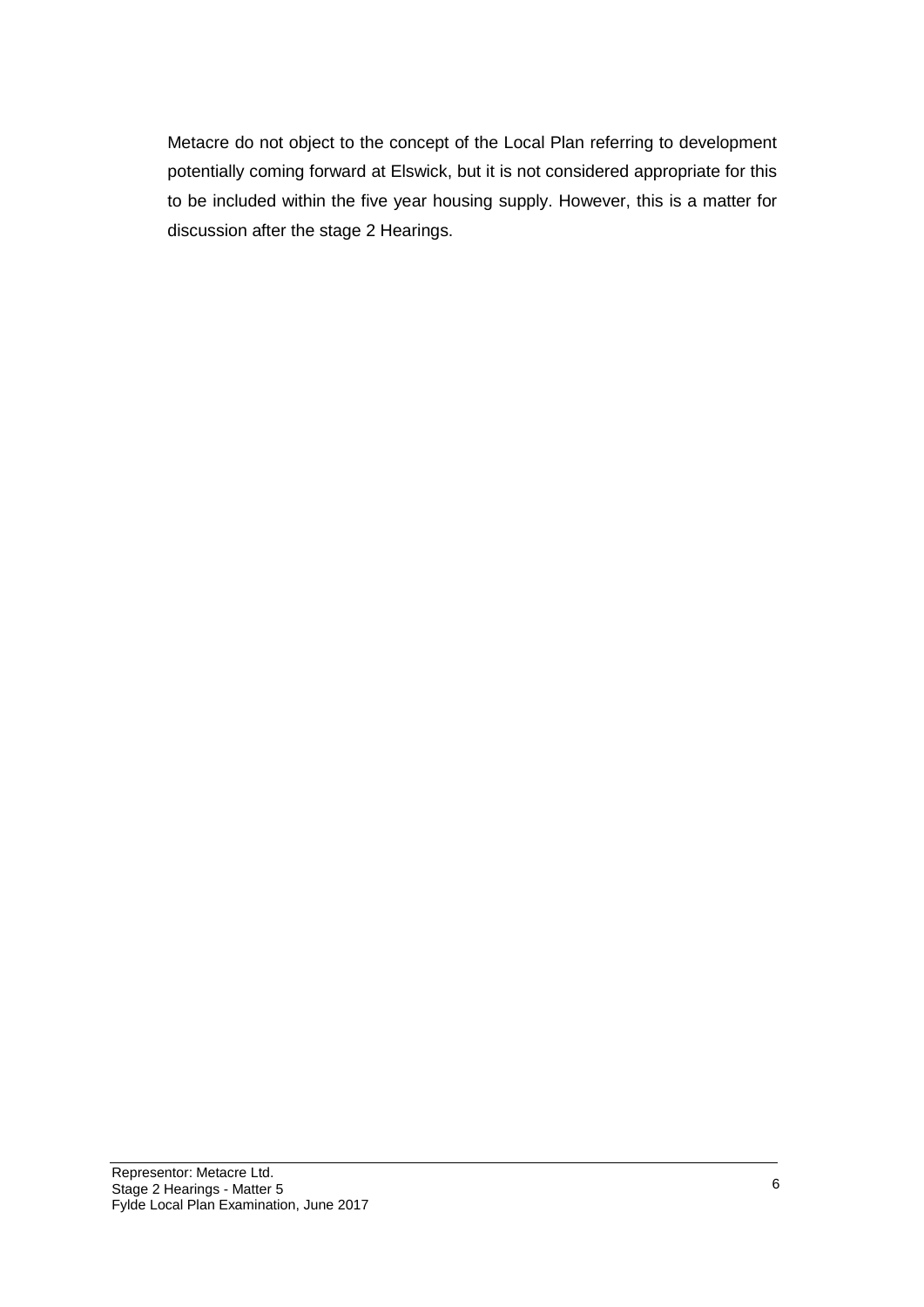Metacre do not object to the concept of the Local Plan referring to development potentially coming forward at Elswick, but it is not considered appropriate for this to be included within the five year housing supply. However, this is a matter for discussion after the stage 2 Hearings.